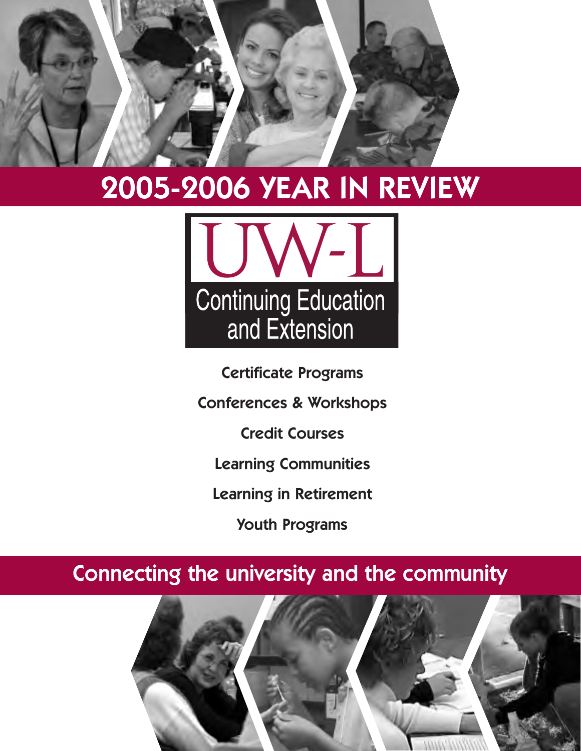# 2005-2006 YEAR IN REVIEW

UW-L

Continuing Education and Extension

**Certificate Programs**

**Conferences & Workshops**

**Credit Courses**

**Learning Communities**

**Learning in Retirement**

**Youth Programs**

## Connecting the university and the community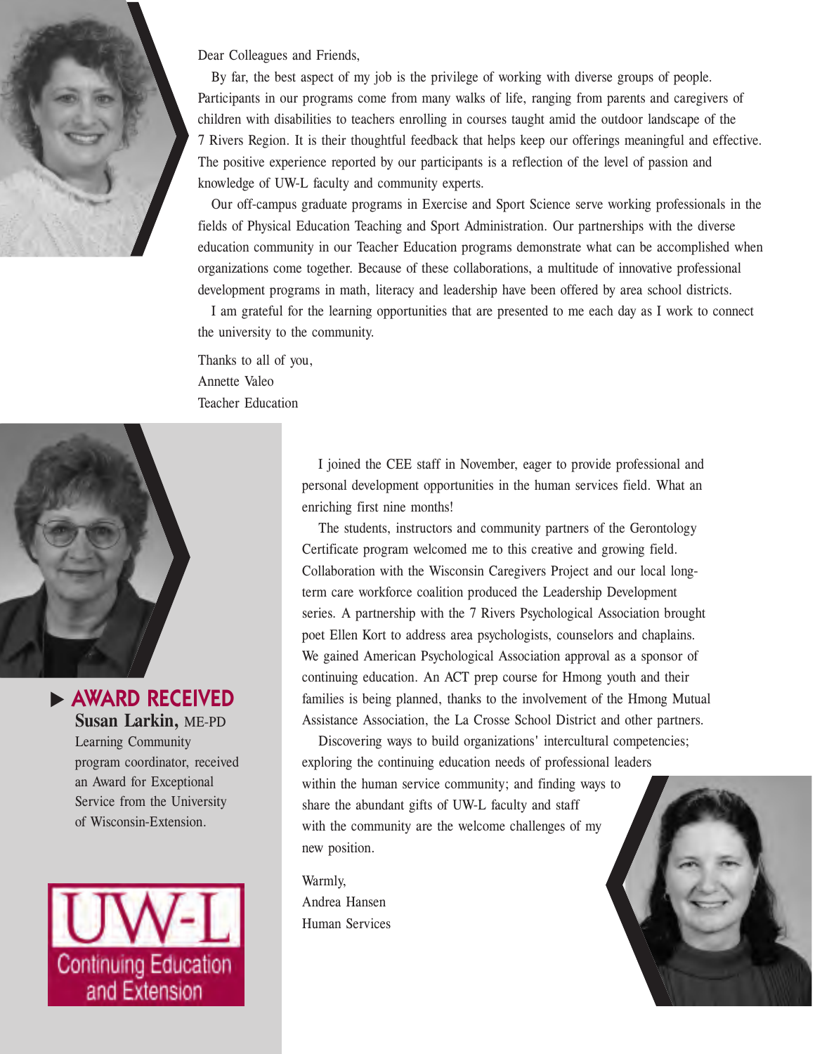Dear Colleagues and Friends,

By far, the best aspect of my job is the privilege of working with diverse groups of people. Participants in our programs come from many walks of life, ranging from parents and caregivers of children with disabilities to teachers enrolling in courses taught amid the outdoor landscape of the 7 Rivers Region. It is their thoughtful feedback that helps keep our offerings meaningful and effective. The positive experience reported by our participants is a reflection of the level of passion and knowledge of UW-L faculty and community experts.

Our off-campus graduate programs in Exercise and Sport Science serve working professionals in the fields of Physical Education Teaching and Sport Administration. Our partnerships with the diverse education community in our Teacher Education programs demonstrate what can be accomplished when organizations come together. Because of these collaborations, a multitude of innovative professional development programs in math, literacy and leadership have been offered by area school districts.

I am grateful for the learning opportunities that are presented to me each day as I work to connect the university to the community.

Thanks to all of you,
Annette Valeo
Teacher Education

I joined the CEE staff in November, eager to provide professional and personal development opportunities in the human services field. What an enriching first nine months!

The students, instructors and community partners of the Gerontology Certificate program welcomed me to this creative and growing field. Collaboration with the Wisconsin Caregivers Project and our local long-term care workforce coalition produced the Leadership Development series. A partnership with the 7 Rivers Psychological Association brought poet Ellen Kort to address area psychologists, counselors and chaplains. We gained American Psychological Association approval as a sponsor of continuing education. An ACT prep course for Hmong youth and their families is being planned, thanks to the involvement of the Hmong Mutual Assistance Association, the La Crosse School District and other partners.

Discovering ways to build organizations' intercultural competencies; exploring the continuing education needs of professional leaders within the human service community; and finding ways to share the abundant gifts of UW-L faculty and staff with the community are the welcome challenges of my new position.

Warmly,
Andrea Hansen
Human Services

## ▶ AWARD RECEIVED

**Susan Larkin,** ME-PD Learning Community program coordinator, received an Award for Exceptional Service from the University of Wisconsin-Extension.

UW-L
Continuing Education and Extension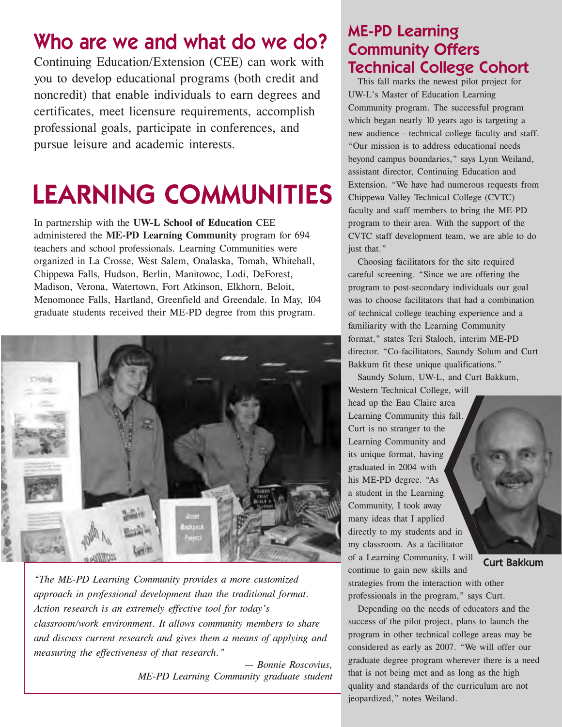## Who are we and what do we do?

Continuing Education/Extension (CEE) can work with you to develop educational programs (both credit and noncredit) that enable individuals to earn degrees and certificates, meet licensure requirements, accomplish professional goals, participate in conferences, and pursue leisure and academic interests.

# LEARNING COMMUNITIES

In partnership with the **UW-L School of Education** CEE administered the **ME-PD Learning Community** program for 694 teachers and school professionals. Learning Communities were organized in La Crosse, West Salem, Onalaska, Tomah, Whitehall, Chippewa Falls, Hudson, Berlin, Manitowoc, Lodi, DeForest, Madison, Verona, Watertown, Fort Atkinson, Elkhorn, Beloit, Menomonee Falls, Hartland, Greenfield and Greendale. In May, 104 graduate students received their ME-PD degree from this program.

*"The ME-PD Learning Community provides a more customized approach in professional development than the traditional format. Action research is an extremely effective tool for today's classroom/work environment. It allows community members to share and discuss current research and gives them a means of applying and measuring the effectiveness of that research."*

*— Bonnie Roscovius, ME-PD Learning Community graduate student*

## ME-PD Learning Community Offers Technical College Cohort

This fall marks the newest pilot project for UW-L's Master of Education Learning Community program. The successful program which began nearly 10 years ago is targeting a new audience - technical college faculty and staff. "Our mission is to address educational needs beyond campus boundaries," says Lynn Weiland, assistant director, Continuing Education and Extension. "We have had numerous requests from Chippewa Valley Technical College (CVTC) faculty and staff members to bring the ME-PD program to their area. With the support of the CVTC staff development team, we are able to do just that."

Choosing facilitators for the site required careful screening. "Since we are offering the program to post-secondary individuals our goal was to choose facilitators that had a combination of technical college teaching experience and a familiarity with the Learning Community format," states Teri Staloch, interim ME-PD director. "Co-facilitators, Saundy Solum and Curt Bakkum fit these unique qualifications."

Saundy Solum, UW-L, and Curt Bakkum, Western Technical College, will head up the Eau Claire area Learning Community this fall. Curt is no stranger to the Learning Community and its unique format, having graduated in 2004 with his ME-PD degree. "As a student in the Learning Community, I took away many ideas that I applied directly to my students and in my classroom. As a facilitator of a Learning Community, I will continue to gain new skills and strategies from the interaction with other professionals in the program," says Curt.

Curt Bakkum

Depending on the needs of educators and the success of the pilot project, plans to launch the program in other technical college areas may be considered as early as 2007. "We will offer our graduate degree program wherever there is a need that is not being met and as long as the high quality and standards of the curriculum are not jeopardized," notes Weiland.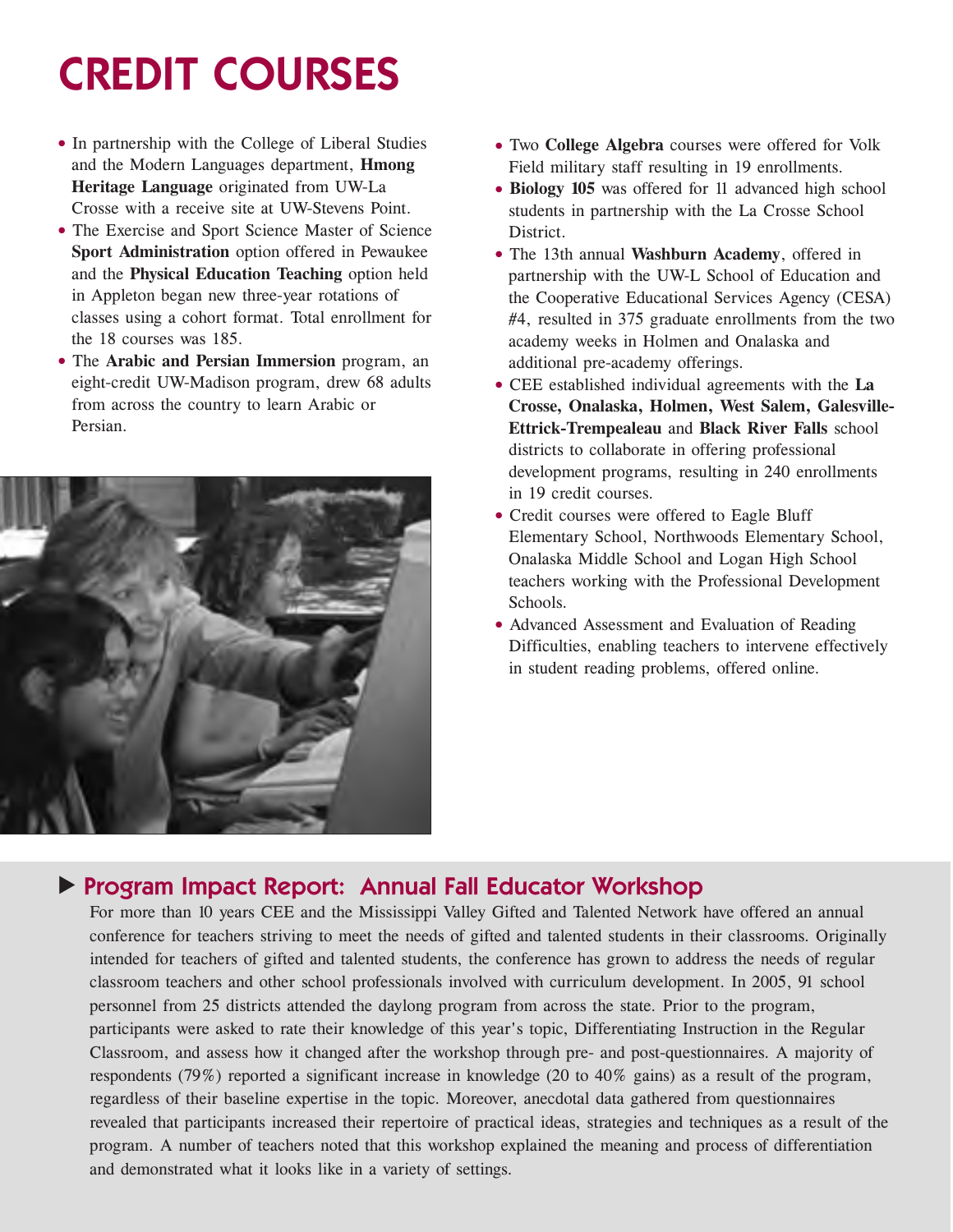# CREDIT COURSES

- In partnership with the College of Liberal Studies and the Modern Languages department, **Hmong Heritage Language** originated from UW-La Crosse with a receive site at UW-Stevens Point.
- The Exercise and Sport Science Master of Science **Sport Administration** option offered in Pewaukee and the **Physical Education Teaching** option held in Appleton began new three-year rotations of classes using a cohort format. Total enrollment for the 18 courses was 185.
- The **Arabic and Persian Immersion** program, an eight-credit UW-Madison program, drew 68 adults from across the country to learn Arabic or Persian.
- Two **College Algebra** courses were offered for Volk Field military staff resulting in 19 enrollments.
- **Biology 105** was offered for 11 advanced high school students in partnership with the La Crosse School District.
- The 13th annual **Washburn Academy**, offered in partnership with the UW-L School of Education and the Cooperative Educational Services Agency (CESA) #4, resulted in 375 graduate enrollments from the two academy weeks in Holmen and Onalaska and additional pre-academy offerings.
- CEE established individual agreements with the **La Crosse, Onalaska, Holmen, West Salem, Galesville-Ettrick-Trempealeau** and **Black River Falls** school districts to collaborate in offering professional development programs, resulting in 240 enrollments in 19 credit courses.
- Credit courses were offered to Eagle Bluff Elementary School, Northwoods Elementary School, Onalaska Middle School and Logan High School teachers working with the Professional Development Schools.
- Advanced Assessment and Evaluation of Reading Difficulties, enabling teachers to intervene effectively in student reading problems, offered online.

## ▶ Program Impact Report: Annual Fall Educator Workshop

For more than 10 years CEE and the Mississippi Valley Gifted and Talented Network have offered an annual conference for teachers striving to meet the needs of gifted and talented students in their classrooms. Originally intended for teachers of gifted and talented students, the conference has grown to address the needs of regular classroom teachers and other school professionals involved with curriculum development. In 2005, 91 school personnel from 25 districts attended the daylong program from across the state. Prior to the program, participants were asked to rate their knowledge of this year's topic, Differentiating Instruction in the Regular Classroom, and assess how it changed after the workshop through pre- and post-questionnaires. A majority of respondents (79%) reported a significant increase in knowledge (20 to 40% gains) as a result of the program, regardless of their baseline expertise in the topic. Moreover, anecdotal data gathered from questionnaires revealed that participants increased their repertoire of practical ideas, strategies and techniques as a result of the program. A number of teachers noted that this workshop explained the meaning and process of differentiation and demonstrated what it looks like in a variety of settings.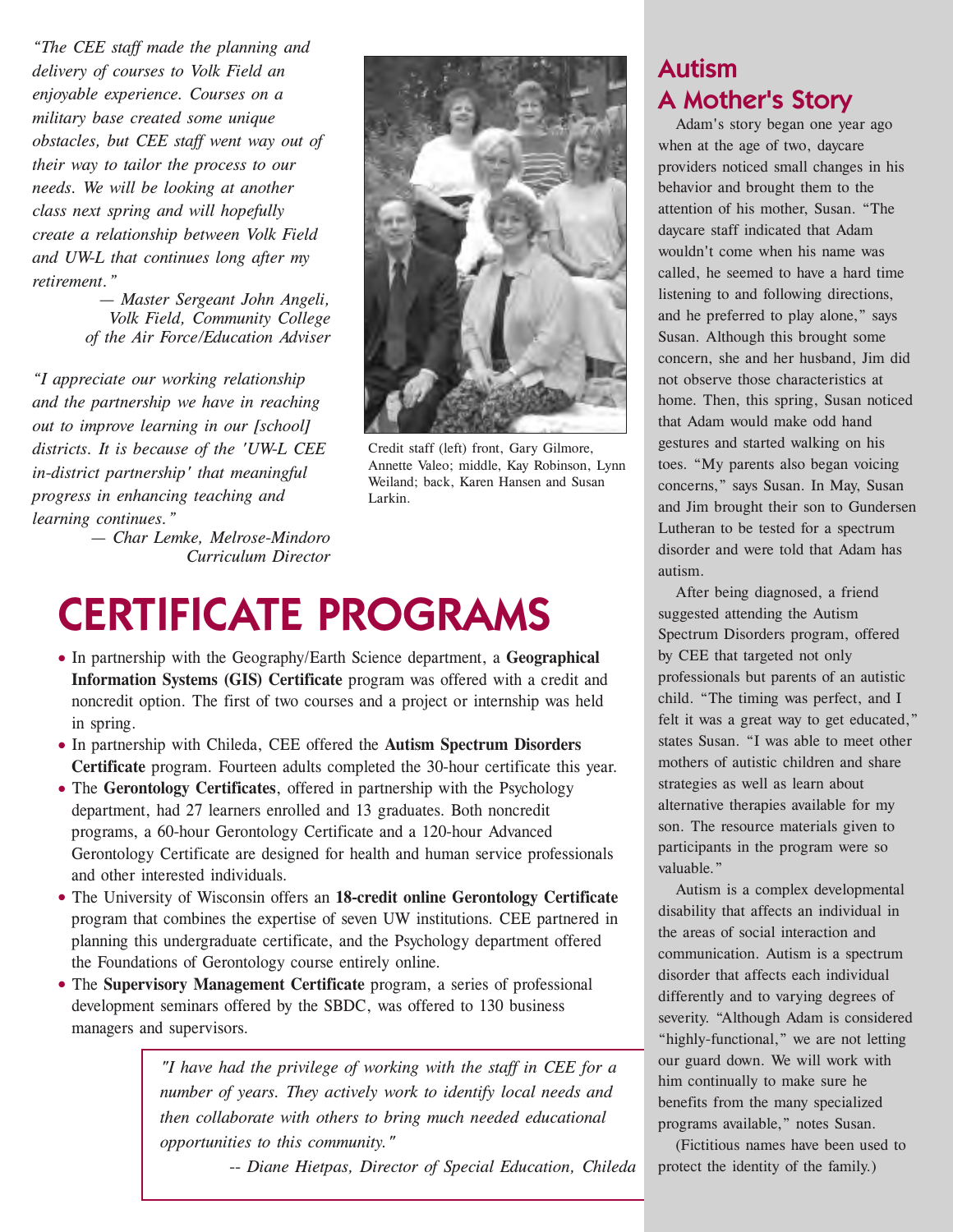*"The CEE staff made the planning and delivery of courses to Volk Field an enjoyable experience. Courses on a military base created some unique obstacles, but CEE staff went way out of their way to tailor the process to our needs. We will be looking at another class next spring and will hopefully create a relationship between Volk Field and UW-L that continues long after my retirement."*

*— Master Sergeant John Angeli, Volk Field, Community College of the Air Force/Education Adviser*

*"I appreciate our working relationship and the partnership we have in reaching out to improve learning in our [school] districts. It is because of the 'UW-L CEE in-district partnership' that meaningful progress in enhancing teaching and learning continues."*

*— Char Lemke, Melrose-Mindoro Curriculum Director*

Credit staff (left) front, Gary Gilmore, Annette Valeo; middle, Kay Robinson, Lynn Weiland; back, Karen Hansen and Susan Larkin.

# CERTIFICATE PROGRAMS

- In partnership with the Geography/Earth Science department, a **Geographical Information Systems (GIS) Certificate** program was offered with a credit and noncredit option. The first of two courses and a project or internship was held in spring.
- In partnership with Chileda, CEE offered the **Autism Spectrum Disorders Certificate** program. Fourteen adults completed the 30-hour certificate this year.
- The **Gerontology Certificates**, offered in partnership with the Psychology department, had 27 learners enrolled and 13 graduates. Both noncredit programs, a 60-hour Gerontology Certificate and a 120-hour Advanced Gerontology Certificate are designed for health and human service professionals and other interested individuals.
- The University of Wisconsin offers an **18-credit online Gerontology Certificate** program that combines the expertise of seven UW institutions. CEE partnered in planning this undergraduate certificate, and the Psychology department offered the Foundations of Gerontology course entirely online.
- The **Supervisory Management Certificate** program, a series of professional development seminars offered by the SBDC, was offered to 130 business managers and supervisors.

*"I have had the privilege of working with the staff in CEE for a number of years. They actively work to identify local needs and then collaborate with others to bring much needed educational opportunities to this community."*

*-- Diane Hietpas, Director of Special Education, Chileda*

## Autism A Mother's Story

Adam's story began one year ago when at the age of two, daycare providers noticed small changes in his behavior and brought them to the attention of his mother, Susan. "The daycare staff indicated that Adam wouldn't come when his name was called, he seemed to have a hard time listening to and following directions, and he preferred to play alone," says Susan. Although this brought some concern, she and her husband, Jim did not observe those characteristics at home. Then, this spring, Susan noticed that Adam would make odd hand gestures and started walking on his toes. "My parents also began voicing concerns," says Susan. In May, Susan and Jim brought their son to Gundersen Lutheran to be tested for a spectrum disorder and were told that Adam has autism.

After being diagnosed, a friend suggested attending the Autism Spectrum Disorders program, offered by CEE that targeted not only professionals but parents of an autistic child. "The timing was perfect, and I felt it was a great way to get educated," states Susan. "I was able to meet other mothers of autistic children and share strategies as well as learn about alternative therapies available for my son. The resource materials given to participants in the program were so valuable."

Autism is a complex developmental disability that affects an individual in the areas of social interaction and communication. Autism is a spectrum disorder that affects each individual differently and to varying degrees of severity. "Although Adam is considered "highly-functional," we are not letting our guard down. We will work with him continually to make sure he benefits from the many specialized programs available," notes Susan.

(Fictitious names have been used to protect the identity of the family.)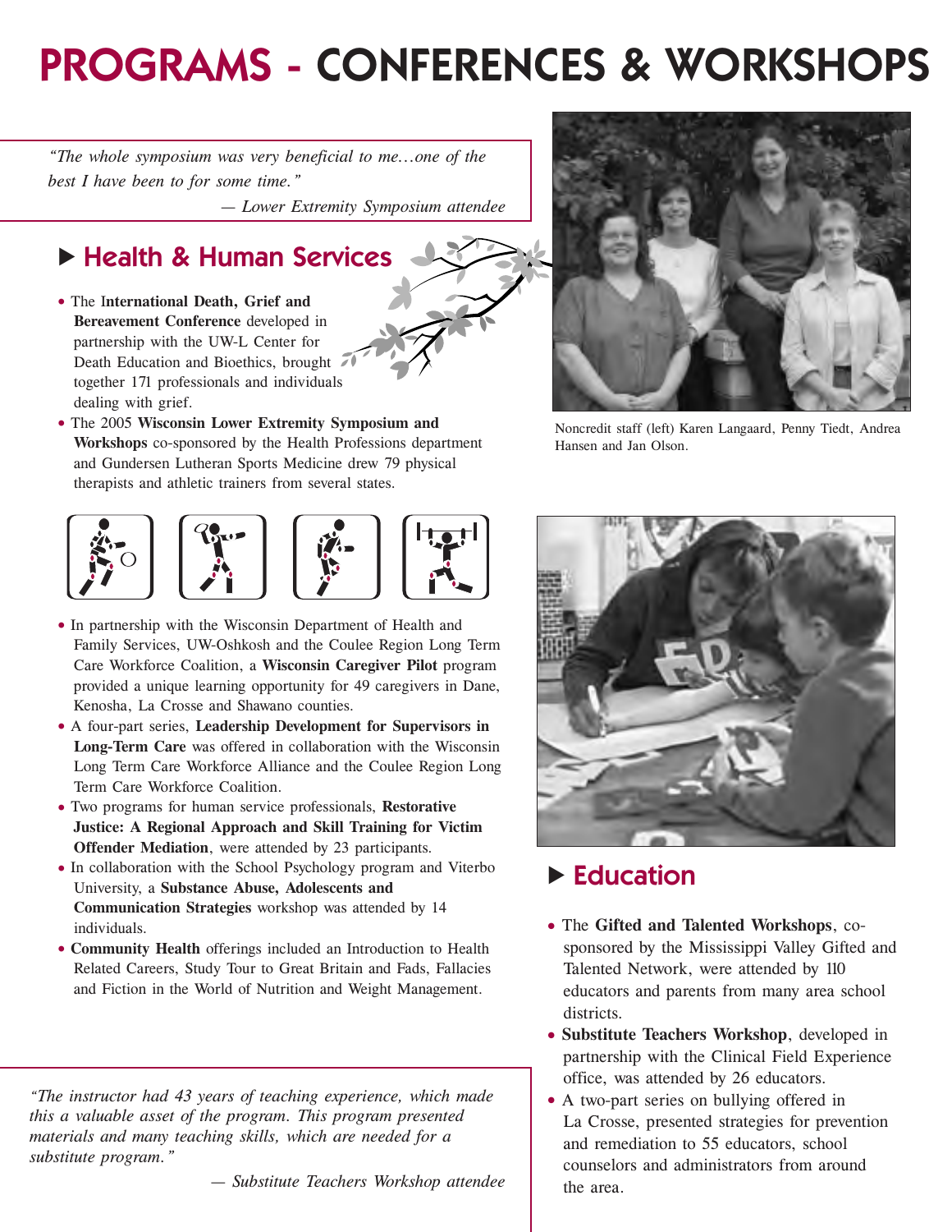# PROGRAMS - CONFERENCES & WORKSHOPS

*"The whole symposium was very beneficial to me…one of the best I have been to for some time."*

*— Lower Extremity Symposium attendee*

## Health & Human Services

- The **International Death, Grief and Bereavement Conference** developed in partnership with the UW-L Center for Death Education and Bioethics, brought together 171 professionals and individuals dealing with grief.
- The 2005 **Wisconsin Lower Extremity Symposium and Workshops** co-sponsored by the Health Professions department and Gundersen Lutheran Sports Medicine drew 79 physical therapists and athletic trainers from several states.
- In partnership with the Wisconsin Department of Health and Family Services, UW-Oshkosh and the Coulee Region Long Term Care Workforce Coalition, a **Wisconsin Caregiver Pilot** program provided a unique learning opportunity for 49 caregivers in Dane, Kenosha, La Crosse and Shawano counties.
- A four-part series, **Leadership Development for Supervisors in Long-Term Care** was offered in collaboration with the Wisconsin Long Term Care Workforce Alliance and the Coulee Region Long Term Care Workforce Coalition.
- Two programs for human service professionals, **Restorative Justice: A Regional Approach and Skill Training for Victim Offender Mediation**, were attended by 23 participants.
- In collaboration with the School Psychology program and Viterbo University, a **Substance Abuse, Adolescents and Communication Strategies** workshop was attended by 14 individuals.
- **Community Health** offerings included an Introduction to Health Related Careers, Study Tour to Great Britain and Fads, Fallacies and Fiction in the World of Nutrition and Weight Management.

Noncredit staff (left) Karen Langaard, Penny Tiedt, Andrea Hansen and Jan Olson.

*"The instructor had 43 years of teaching experience, which made this a valuable asset of the program. This program presented materials and many teaching skills, which are needed for a substitute program."*

*— Substitute Teachers Workshop attendee*

## Education

- The **Gifted and Talented Workshops**, co-sponsored by the Mississippi Valley Gifted and Talented Network, were attended by 110 educators and parents from many area school districts.
- **Substitute Teachers Workshop**, developed in partnership with the Clinical Field Experience office, was attended by 26 educators.
- A two-part series on bullying offered in La Crosse, presented strategies for prevention and remediation to 55 educators, school counselors and administrators from around the area.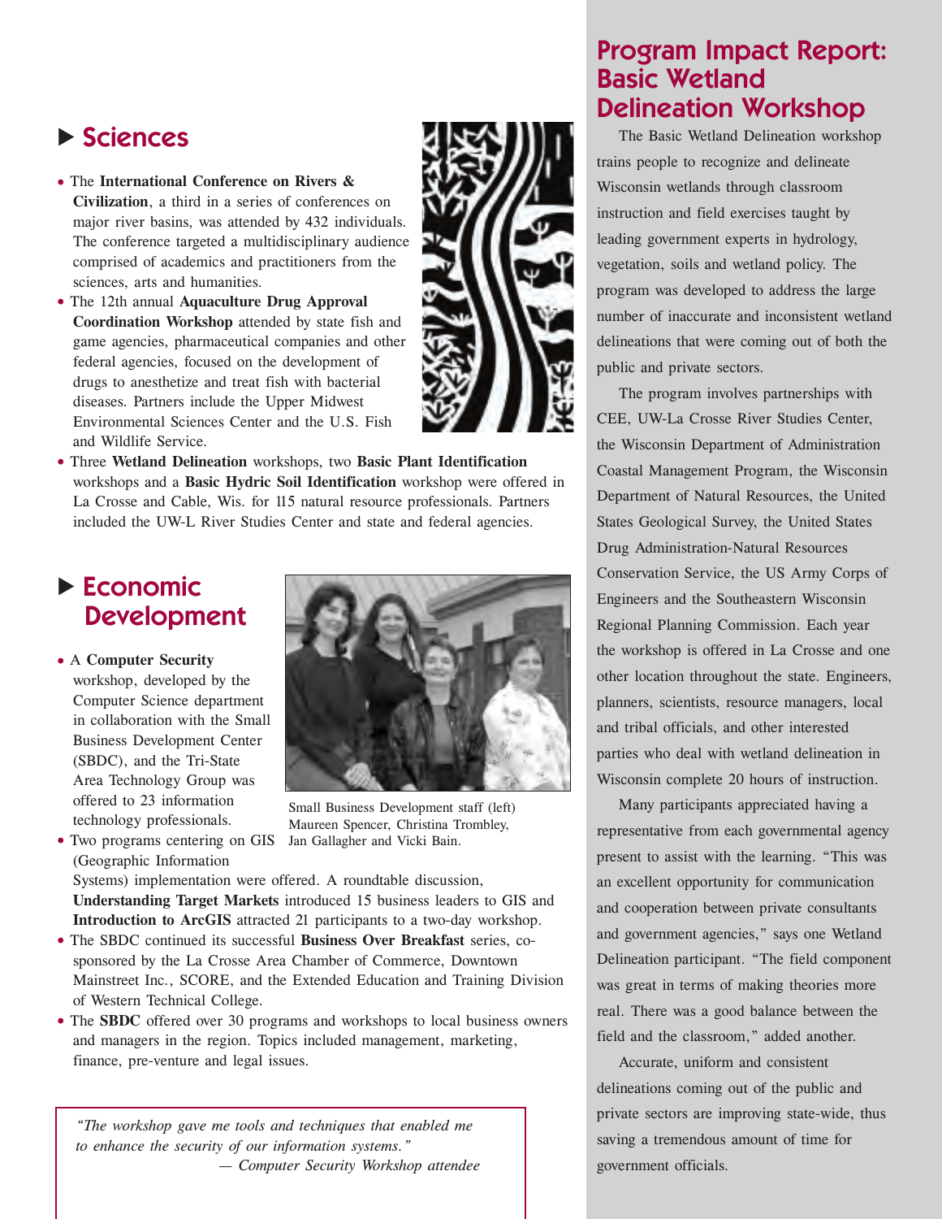## ▶ Sciences

- The **International Conference on Rivers & Civilization**, a third in a series of conferences on major river basins, was attended by 432 individuals. The conference targeted a multidisciplinary audience comprised of academics and practitioners from the sciences, arts and humanities.
- The 12th annual **Aquaculture Drug Approval Coordination Workshop** attended by state fish and game agencies, pharmaceutical companies and other federal agencies, focused on the development of drugs to anesthetize and treat fish with bacterial diseases. Partners include the Upper Midwest Environmental Sciences Center and the U.S. Fish and Wildlife Service.
- Three **Wetland Delineation** workshops, two **Basic Plant Identification** workshops and a **Basic Hydric Soil Identification** workshop were offered in La Crosse and Cable, Wis. for 115 natural resource professionals. Partners included the UW-L River Studies Center and state and federal agencies.

## ▶ Economic Development

- A **Computer Security** workshop, developed by the Computer Science department in collaboration with the Small Business Development Center (SBDC), and the Tri-State Area Technology Group was offered to 23 information technology professionals.
- Two programs centering on GIS (Geographic Information Systems) implementation were offered. A roundtable discussion, **Understanding Target Markets** introduced 15 business leaders to GIS and **Introduction to ArcGIS** attracted 21 participants to a two-day workshop.
- The SBDC continued its successful **Business Over Breakfast** series, co-sponsored by the La Crosse Area Chamber of Commerce, Downtown Mainstreet Inc., SCORE, and the Extended Education and Training Division of Western Technical College.
- The **SBDC** offered over 30 programs and workshops to local business owners and managers in the region. Topics included management, marketing, finance, pre-venture and legal issues.

Small Business Development staff (left) Maureen Spencer, Christina Trombley, Jan Gallagher and Vicki Bain.

> *"The workshop gave me tools and techniques that enabled me to enhance the security of our information systems."*
> *— Computer Security Workshop attendee*

## Program Impact Report: Basic Wetland Delineation Workshop

The Basic Wetland Delineation workshop trains people to recognize and delineate Wisconsin wetlands through classroom instruction and field exercises taught by leading government experts in hydrology, vegetation, soils and wetland policy. The program was developed to address the large number of inaccurate and inconsistent wetland delineations that were coming out of both the public and private sectors.

The program involves partnerships with CEE, UW-La Crosse River Studies Center, the Wisconsin Department of Administration Coastal Management Program, the Wisconsin Department of Natural Resources, the United States Geological Survey, the United States Drug Administration-Natural Resources Conservation Service, the US Army Corps of Engineers and the Southeastern Wisconsin Regional Planning Commission. Each year the workshop is offered in La Crosse and one other location throughout the state. Engineers, planners, scientists, resource managers, local and tribal officials, and other interested parties who deal with wetland delineation in Wisconsin complete 20 hours of instruction.

Many participants appreciated having a representative from each governmental agency present to assist with the learning. "This was an excellent opportunity for communication and cooperation between private consultants and government agencies," says one Wetland Delineation participant. "The field component was great in terms of making theories more real. There was a good balance between the field and the classroom," added another.

Accurate, uniform and consistent delineations coming out of the public and private sectors are improving state-wide, thus saving a tremendous amount of time for government officials.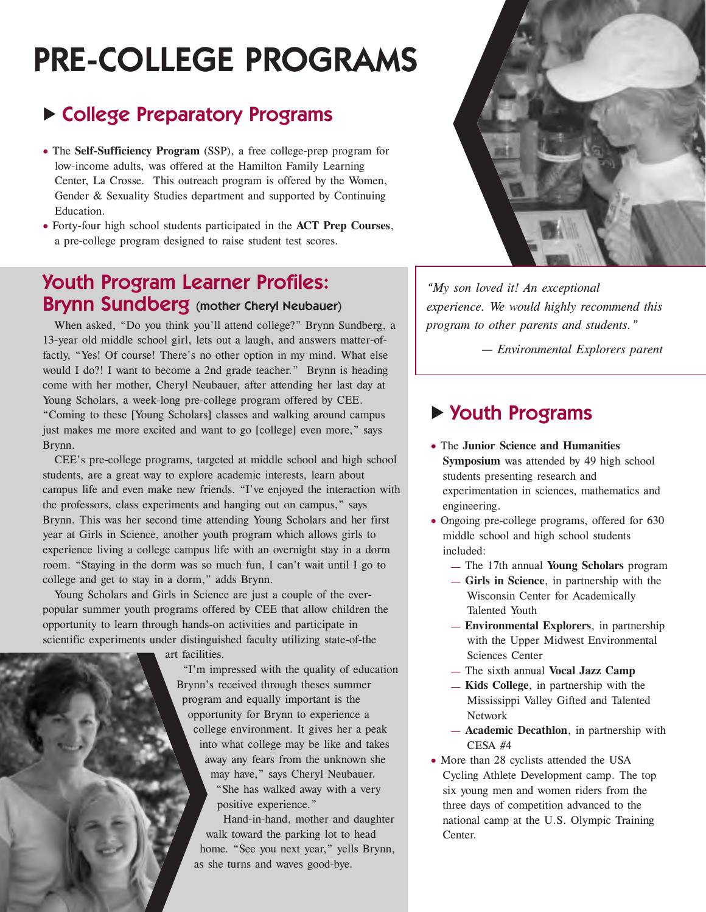# PRE-COLLEGE PROGRAMS

## College Preparatory Programs

- The **Self-Sufficiency Program** (SSP), a free college-prep program for low-income adults, was offered at the Hamilton Family Learning Center, La Crosse. This outreach program is offered by the Women, Gender & Sexuality Studies department and supported by Continuing Education.
- Forty-four high school students participated in the **ACT Prep Courses**, a pre-college program designed to raise student test scores.

## Youth Program Learner Profiles: Brynn Sundberg (mother Cheryl Neubauer)

When asked, "Do you think you'll attend college?" Brynn Sundberg, a 13-year old middle school girl, lets out a laugh, and answers matter-of-factly, "Yes! Of course! There's no other option in my mind. What else would I do?! I want to become a 2nd grade teacher." Brynn is heading come with her mother, Cheryl Neubauer, after attending her last day at Young Scholars, a week-long pre-college program offered by CEE. "Coming to these [Young Scholars] classes and walking around campus just makes me more excited and want to go [college] even more," says Brynn.

CEE's pre-college programs, targeted at middle school and high school students, are a great way to explore academic interests, learn about campus life and even make new friends. "I've enjoyed the interaction with the professors, class experiments and hanging out on campus," says Brynn. This was her second time attending Young Scholars and her first year at Girls in Science, another youth program which allows girls to experience living a college campus life with an overnight stay in a dorm room. "Staying in the dorm was so much fun, I can't wait until I go to college and get to stay in a dorm," adds Brynn.

Young Scholars and Girls in Science are just a couple of the ever-popular summer youth programs offered by CEE that allow children the opportunity to learn through hands-on activities and participate in scientific experiments under distinguished faculty utilizing state-of-the art facilities.

"I'm impressed with the quality of education Brynn's received through theses summer program and equally important is the opportunity for Brynn to experience a college environment. It gives her a peak into what college may be like and takes away any fears from the unknown she may have," says Cheryl Neubauer. "She has walked away with a very positive experience."

Hand-in-hand, mother and daughter walk toward the parking lot to head home. "See you next year," yells Brynn, as she turns and waves good-bye.

*"My son loved it! An exceptional experience. We would highly recommend this program to other parents and students."*

*— Environmental Explorers parent*

## Youth Programs

- The **Junior Science and Humanities Symposium** was attended by 49 high school students presenting research and experimentation in sciences, mathematics and engineering.
- Ongoing pre-college programs, offered for 630 middle school and high school students included:
  - The 17th annual **Young Scholars** program
  - **Girls in Science**, in partnership with the Wisconsin Center for Academically Talented Youth
  - **Environmental Explorers**, in partnership with the Upper Midwest Environmental Sciences Center
  - The sixth annual **Vocal Jazz Camp**
  - **Kids College**, in partnership with the Mississippi Valley Gifted and Talented Network
  - **Academic Decathlon**, in partnership with CESA #4
- More than 28 cyclists attended the USA Cycling Athlete Development camp. The top six young men and women riders from the three days of competition advanced to the national camp at the U.S. Olympic Training Center.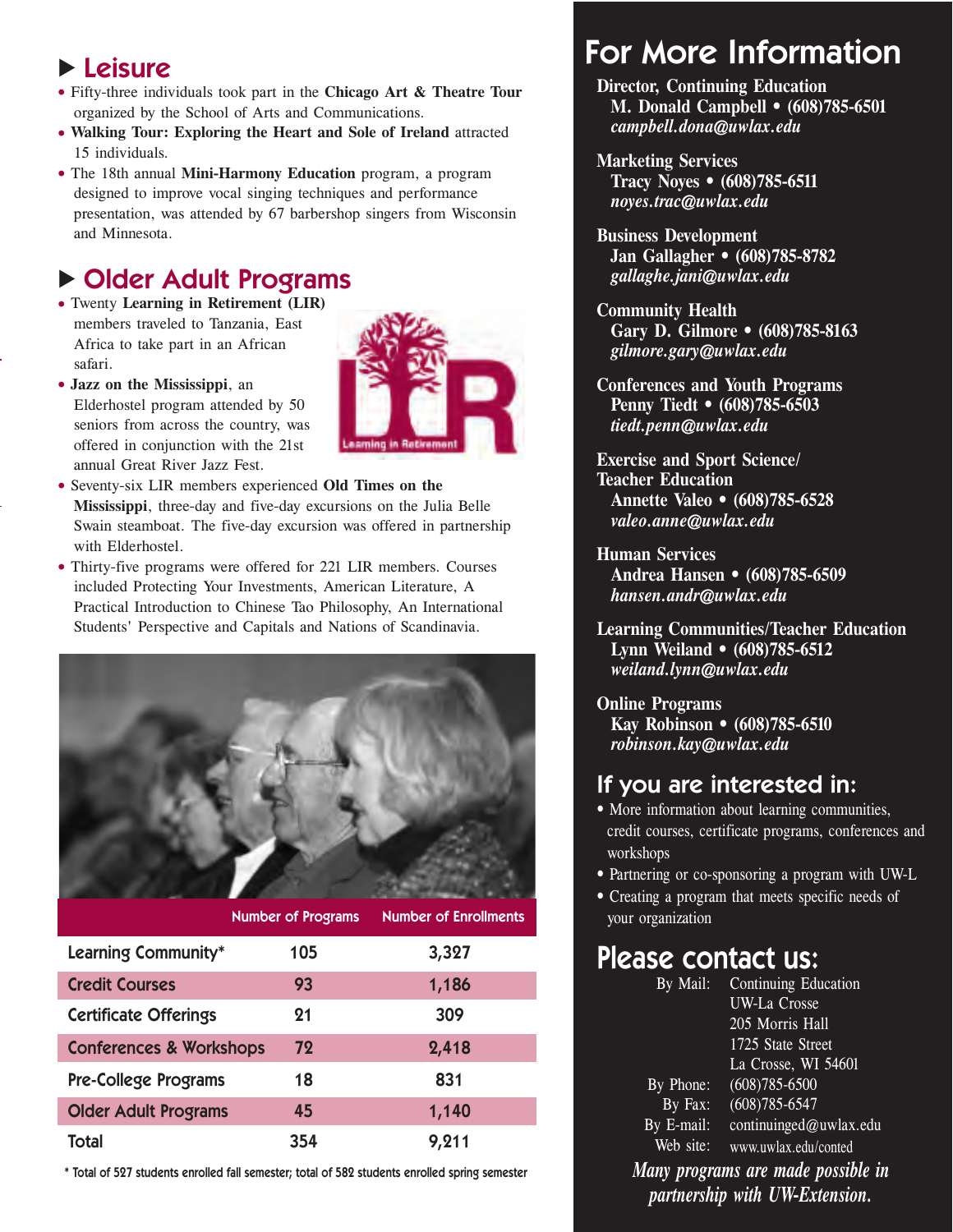## ▶ Leisure

- Fifty-three individuals took part in the **Chicago Art & Theatre Tour** organized by the School of Arts and Communications.
- **Walking Tour: Exploring the Heart and Sole of Ireland** attracted 15 individuals.
- The 18th annual **Mini-Harmony Education** program, a program designed to improve vocal singing techniques and performance presentation, was attended by 67 barbershop singers from Wisconsin and Minnesota.

## ▶ Older Adult Programs

- Twenty **Learning in Retirement (LIR)** members traveled to Tanzania, East Africa to take part in an African safari.
- **Jazz on the Mississippi**, an Elderhostel program attended by 50 seniors from across the country, was offered in conjunction with the 21st annual Great River Jazz Fest.
- Seventy-six LIR members experienced **Old Times on the Mississippi**, three-day and five-day excursions on the Julia Belle Swain steamboat. The five-day excursion was offered in partnership with Elderhostel.
- Thirty-five programs were offered for 221 LIR members. Courses included Protecting Your Investments, American Literature, A Practical Introduction to Chinese Tao Philosophy, An International Students' Perspective and Capitals and Nations of Scandinavia.

| | Number of Programs | Number of Enrollments |
|---|---|---|
| Learning Community* | 105 | 3,327 |
| Credit Courses | 93 | 1,186 |
| Certificate Offerings | 21 | 309 |
| Conferences & Workshops | 72 | 2,418 |
| Pre-College Programs | 18 | 831 |
| Older Adult Programs | 45 | 1,140 |
| Total | 354 | 9,211 |

* Total of 527 students enrolled fall semester; total of 582 students enrolled spring semester

# For More Information

**Director, Continuing Education**
**M. Donald Campbell • (608)785-6501**
*campbell.dona@uwlax.edu*

**Marketing Services**
**Tracy Noyes • (608)785-6511**
*noyes.trac@uwlax.edu*

**Business Development**
**Jan Gallagher • (608)785-8782**
*gallaghe.jani@uwlax.edu*

**Community Health**
**Gary D. Gilmore • (608)785-8163**
*gilmore.gary@uwlax.edu*

**Conferences and Youth Programs**
**Penny Tiedt • (608)785-6503**
*tiedt.penn@uwlax.edu*

**Exercise and Sport Science/ Teacher Education**
**Annette Valeo • (608)785-6528**
*valeo.anne@uwlax.edu*

**Human Services**
**Andrea Hansen • (608)785-6509**
*hansen.andr@uwlax.edu*

**Learning Communities/Teacher Education**
**Lynn Weiland • (608)785-6512**
*weiland.lynn@uwlax.edu*

**Online Programs**
**Kay Robinson • (608)785-6510**
*robinson.kay@uwlax.edu*

## If you are interested in:

- More information about learning communities, credit courses, certificate programs, conferences and workshops
- Partnering or co-sponsoring a program with UW-L
- Creating a program that meets specific needs of your organization

## Please contact us:

By Mail: Continuing Education
UW-La Crosse
205 Morris Hall
1725 State Street
La Crosse, WI 54601

By Phone: (608)785-6500
By Fax: (608)785-6547
By E-mail: continuinged@uwlax.edu
Web site: www.uwlax.edu/conted

*Many programs are made possible in partnership with UW-Extension.*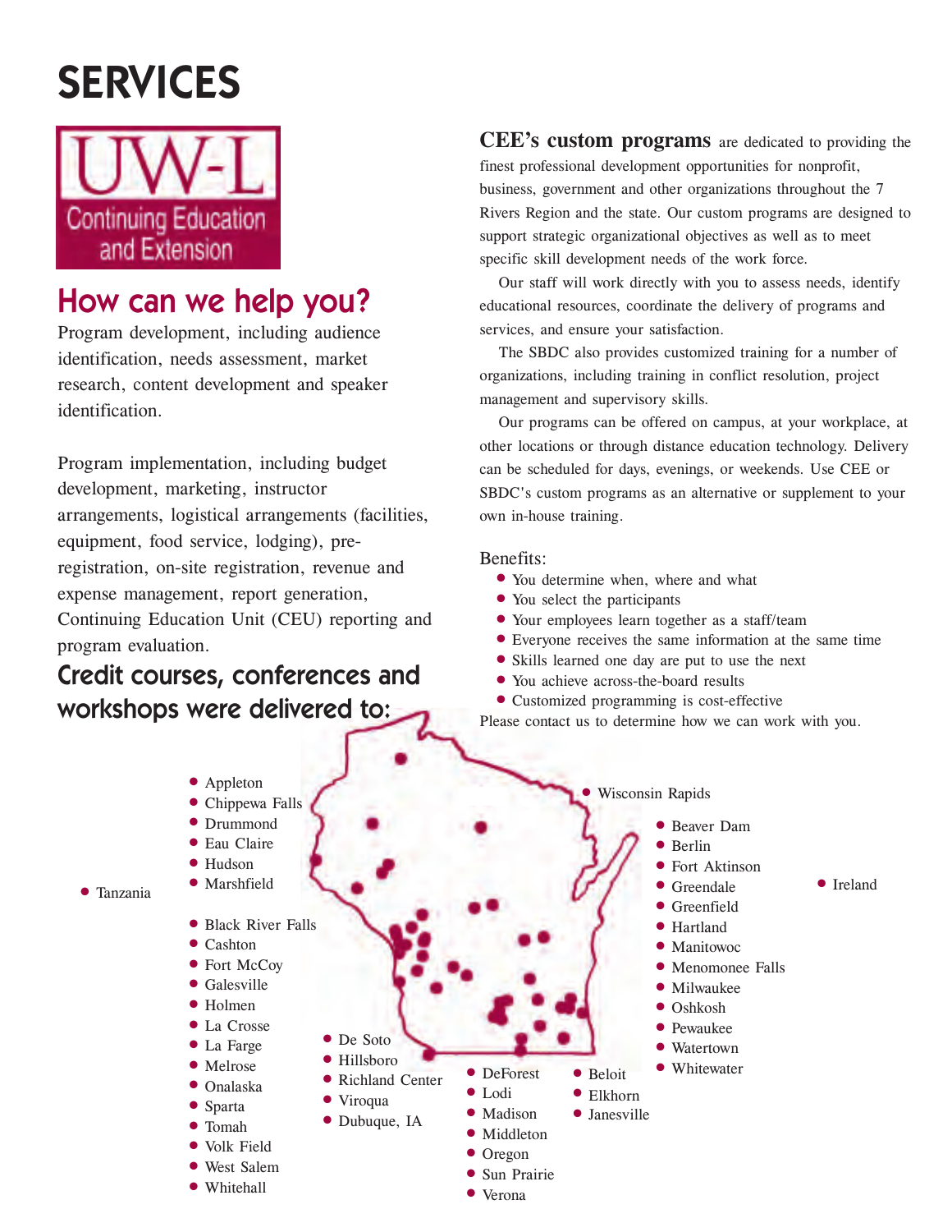# SERVICES

UW-L
Continuing Education and Extension

## How can we help you?

Program development, including audience identification, needs assessment, market research, content development and speaker identification.

Program implementation, including budget development, marketing, instructor arrangements, logistical arrangements (facilities, equipment, food service, lodging), pre-registration, on-site registration, revenue and expense management, report generation, Continuing Education Unit (CEU) reporting and program evaluation.

**CEE's custom programs** are dedicated to providing the finest professional development opportunities for nonprofit, business, government and other organizations throughout the 7 Rivers Region and the state. Our custom programs are designed to support strategic organizational objectives as well as to meet specific skill development needs of the work force.

Our staff will work directly with you to assess needs, identify educational resources, coordinate the delivery of programs and services, and ensure your satisfaction.

The SBDC also provides customized training for a number of organizations, including training in conflict resolution, project management and supervisory skills.

Our programs can be offered on campus, at your workplace, at other locations or through distance education technology. Delivery can be scheduled for days, evenings, or weekends. Use CEE or SBDC's custom programs as an alternative or supplement to your own in-house training.

Benefits:

- You determine when, where and what
- You select the participants
- Your employees learn together as a staff/team
- Everyone receives the same information at the same time
- Skills learned one day are put to use the next
- You achieve across-the-board results
- Customized programming is cost-effective

Please contact us to determine how we can work with you.

## Credit courses, conferences and workshops were delivered to:

- Tanzania

- Appleton
- Chippewa Falls
- Drummond
- Eau Claire
- Hudson
- Marshfield

- Black River Falls
- Cashton
- Fort McCoy
- Galesville
- Holmen
- La Crosse
- La Farge
- Melrose
- Onalaska
- Sparta
- Tomah
- Volk Field
- West Salem
- Whitehall

- De Soto
- Hillsboro
- Richland Center
- Viroqua
- Dubuque, IA

- DeForest
- Lodi
- Madison
- Middleton
- Oregon
- Sun Prairie
- Verona

- Beloit
- Elkhorn
- Janesville

- Wisconsin Rapids

- Beaver Dam
- Berlin
- Fort Aktinson
- Greendale
- Greenfield
- Hartland
- Manitowoc
- Menomonee Falls
- Milwaukee
- Oshkosh
- Pewaukee
- Watertown
- Whitewater

- Ireland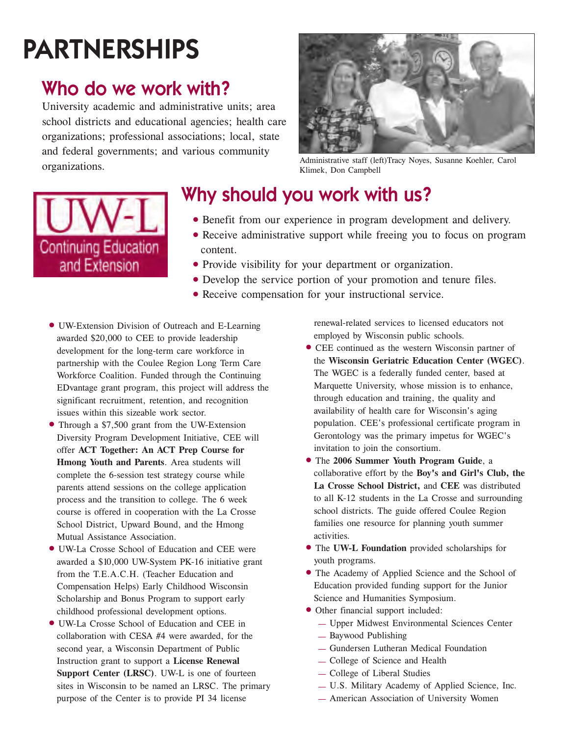# PARTNERSHIPS

## Who do we work with?

University academic and administrative units; area school districts and educational agencies; health care organizations; professional associations; local, state and federal governments; and various community organizations.

Administrative staff (left)Tracy Noyes, Susanne Koehler, Carol Klimek, Don Campbell

UW-L Continuing Education and Extension

## Why should you work with us?

- Benefit from our experience in program development and delivery.
- Receive administrative support while freeing you to focus on program content.
- Provide visibility for your department or organization.
- Develop the service portion of your promotion and tenure files.
- Receive compensation for your instructional service.

- UW-Extension Division of Outreach and E-Learning awarded $20,000 to CEE to provide leadership development for the long-term care workforce in partnership with the Coulee Region Long Term Care Workforce Coalition. Funded through the Continuing EDvantage grant program, this project will address the significant recruitment, retention, and recognition issues within this sizeable work sector.
- Through a $7,500 grant from the UW-Extension Diversity Program Development Initiative, CEE will offer **ACT Together: An ACT Prep Course for Hmong Youth and Parents**. Area students will complete the 6-session test strategy course while parents attend sessions on the college application process and the transition to college. The 6 week course is offered in cooperation with the La Crosse School District, Upward Bound, and the Hmong Mutual Assistance Association.
- UW-La Crosse School of Education and CEE were awarded a $10,000 UW-System PK-16 initiative grant from the T.E.A.C.H. (Teacher Education and Compensation Helps) Early Childhood Wisconsin Scholarship and Bonus Program to support early childhood professional development options.
- UW-La Crosse School of Education and CEE in collaboration with CESA #4 were awarded, for the second year, a Wisconsin Department of Public Instruction grant to support a **License Renewal Support Center (LRSC)**. UW-L is one of fourteen sites in Wisconsin to be named an LRSC. The primary purpose of the Center is to provide PI 34 license renewal-related services to licensed educators not employed by Wisconsin public schools.
- CEE continued as the western Wisconsin partner of the **Wisconsin Geriatric Education Center (WGEC)**. The WGEC is a federally funded center, based at Marquette University, whose mission is to enhance, through education and training, the quality and availability of health care for Wisconsin's aging population. CEE's professional certificate program in Gerontology was the primary impetus for WGEC's invitation to join the consortium.
- The **2006 Summer Youth Program Guide**, a collaborative effort by the **Boy's and Girl's Club, the La Crosse School District,** and **CEE** was distributed to all K-12 students in the La Crosse and surrounding school districts. The guide offered Coulee Region families one resource for planning youth summer activities.
- The **UW-L Foundation** provided scholarships for youth programs.
- The Academy of Applied Science and the School of Education provided funding support for the Junior Science and Humanities Symposium.
- Other financial support included:
  - Upper Midwest Environmental Sciences Center
  - Baywood Publishing
  - Gundersen Lutheran Medical Foundation
  - College of Science and Health
  - College of Liberal Studies
  - U.S. Military Academy of Applied Science, Inc.
  - American Association of University Women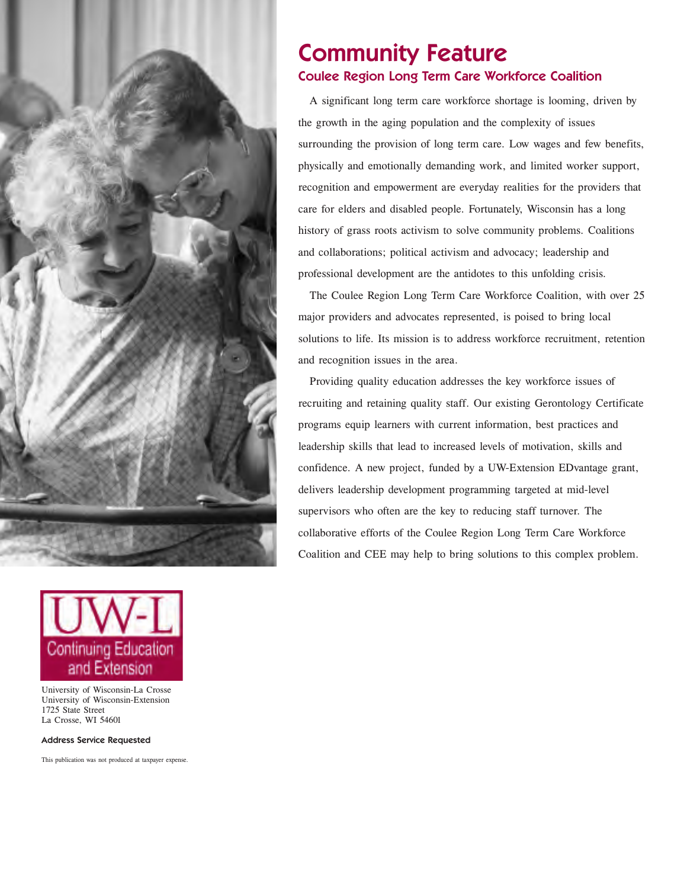# Community Feature

## Coulee Region Long Term Care Workforce Coalition

A significant long term care workforce shortage is looming, driven by the growth in the aging population and the complexity of issues surrounding the provision of long term care. Low wages and few benefits, physically and emotionally demanding work, and limited worker support, recognition and empowerment are everyday realities for the providers that care for elders and disabled people. Fortunately, Wisconsin has a long history of grass roots activism to solve community problems. Coalitions and collaborations; political activism and advocacy; leadership and professional development are the antidotes to this unfolding crisis.

The Coulee Region Long Term Care Workforce Coalition, with over 25 major providers and advocates represented, is poised to bring local solutions to life. Its mission is to address workforce recruitment, retention and recognition issues in the area.

Providing quality education addresses the key workforce issues of recruiting and retaining quality staff. Our existing Gerontology Certificate programs equip learners with current information, best practices and leadership skills that lead to increased levels of motivation, skills and confidence. A new project, funded by a UW-Extension EDvantage grant, delivers leadership development programming targeted at mid-level supervisors who often are the key to reducing staff turnover. The collaborative efforts of the Coulee Region Long Term Care Workforce Coalition and CEE may help to bring solutions to this complex problem.

UW-L
Continuing Education and Extension

University of Wisconsin-La Crosse
University of Wisconsin-Extension
1725 State Street
La Crosse, WI 54601

**Address Service Requested**

This publication was not produced at taxpayer expense.